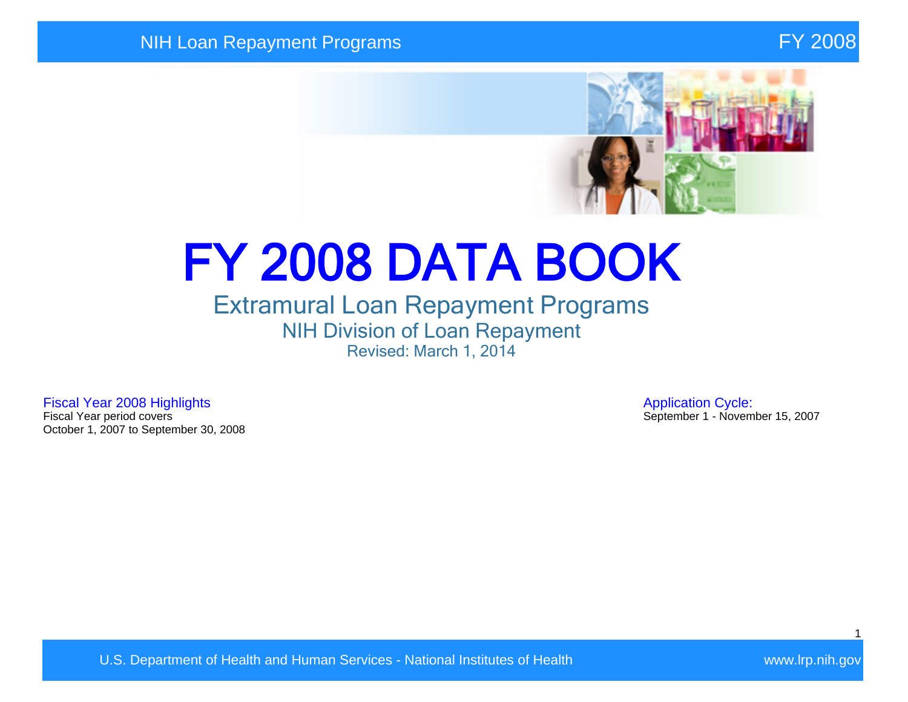# FY 2008 DATA BOOK

## Extramural Loan Repayment Programs

### NIH Division of Loan Repayment

Revised: March 1, 2014

**Fiscal Year 2008 Highlights**

Fiscal Year period covers
October 1, 2007 to September 30, 2008

**Application Cycle:**

September 1 - November 15, 2007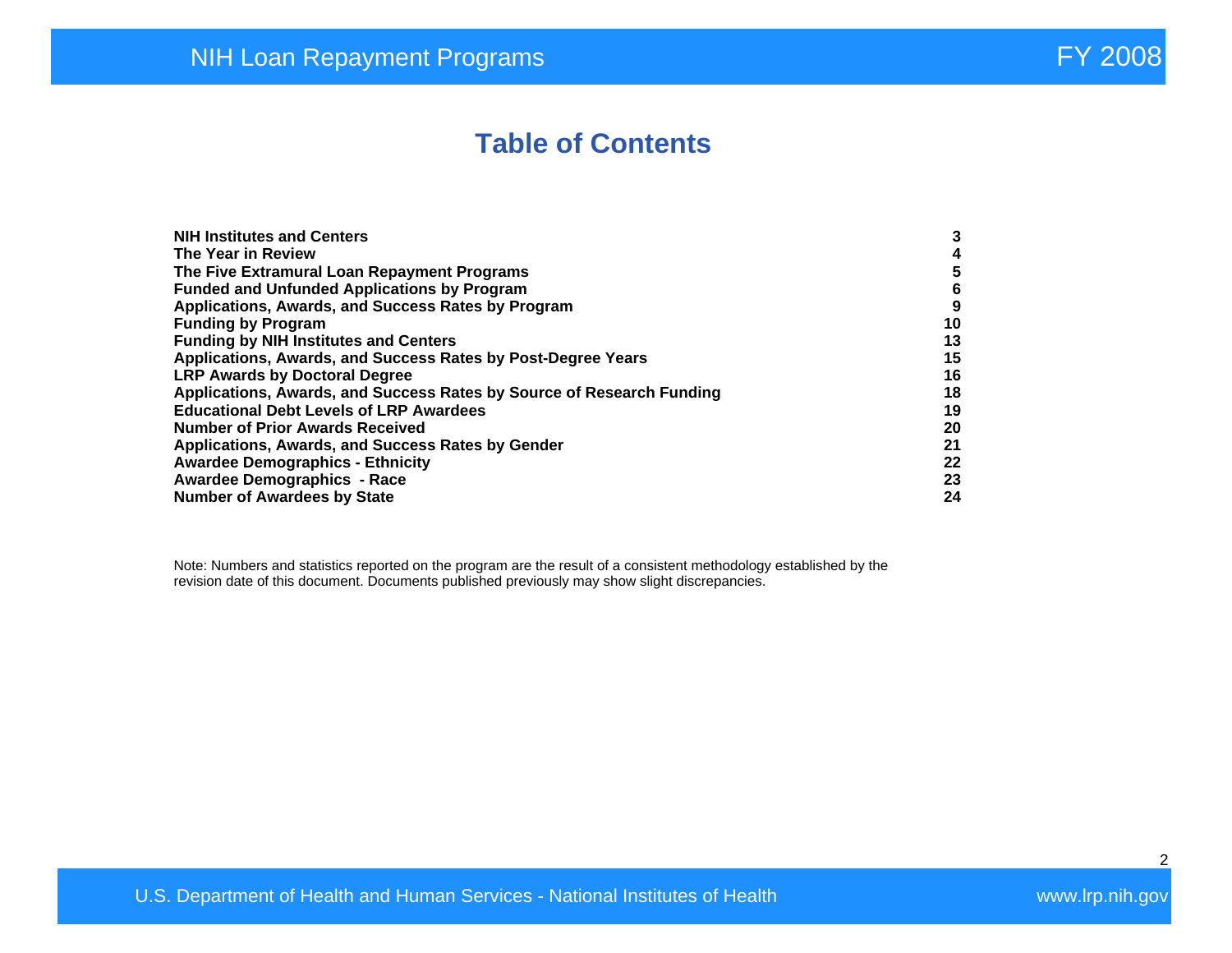# Table of Contents

| | |
|---|---|
| **NIH Institutes and Centers** | **3** |
| **The Year in Review** | **4** |
| **The Five Extramural Loan Repayment Programs** | **5** |
| **Funded and Unfunded Applications by Program** | **6** |
| **Applications, Awards, and Success Rates by Program** | **9** |
| **Funding by Program** | **10** |
| **Funding by NIH Institutes and Centers** | **13** |
| **Applications, Awards, and Success Rates by Post-Degree Years** | **15** |
| **LRP Awards by Doctoral Degree** | **16** |
| **Applications, Awards, and Success Rates by Source of Research Funding** | **18** |
| **Educational Debt Levels of LRP Awardees** | **19** |
| **Number of Prior Awards Received** | **20** |
| **Applications, Awards, and Success Rates by Gender** | **21** |
| **Awardee Demographics - Ethnicity** | **22** |
| **Awardee Demographics - Race** | **23** |
| **Number of Awardees by State** | **24** |

Note: Numbers and statistics reported on the program are the result of a consistent methodology established by the revision date of this document. Documents published previously may show slight discrepancies.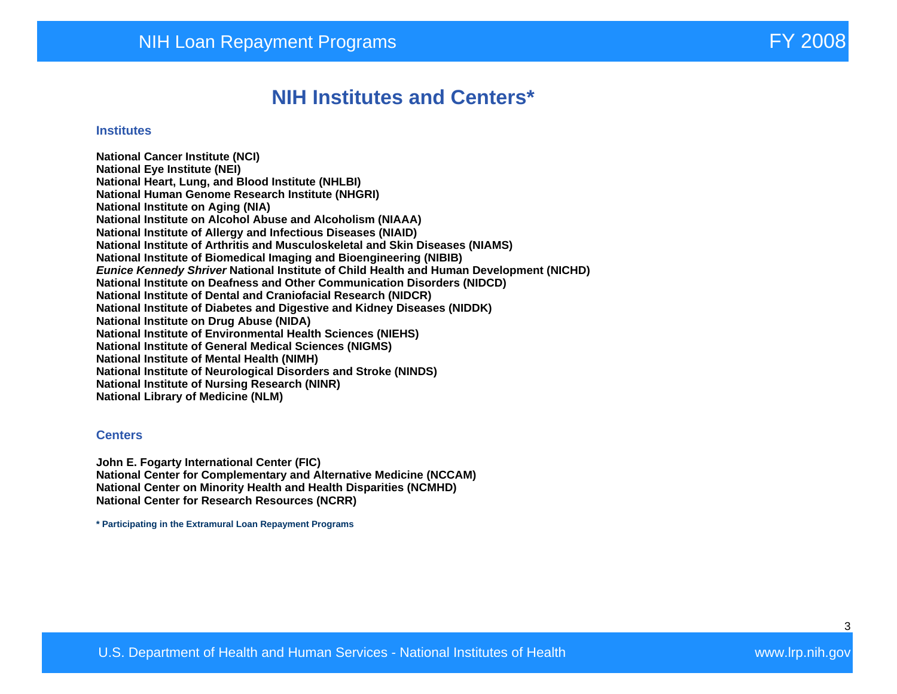# NIH Institutes and Centers*

## Institutes

**National Cancer Institute (NCI)**
**National Eye Institute (NEI)**
**National Heart, Lung, and Blood Institute (NHLBI)**
**National Human Genome Research Institute (NHGRI)**
**National Institute on Aging (NIA)**
**National Institute on Alcohol Abuse and Alcoholism (NIAAA)**
**National Institute of Allergy and Infectious Diseases (NIAID)**
**National Institute of Arthritis and Musculoskeletal and Skin Diseases (NIAMS)**
**National Institute of Biomedical Imaging and Bioengineering (NIBIB)**
***Eunice Kennedy Shriver* National Institute of Child Health and Human Development (NICHD)**
**National Institute on Deafness and Other Communication Disorders (NIDCD)**
**National Institute of Dental and Craniofacial Research (NIDCR)**
**National Institute of Diabetes and Digestive and Kidney Diseases (NIDDK)**
**National Institute on Drug Abuse (NIDA)**
**National Institute of Environmental Health Sciences (NIEHS)**
**National Institute of General Medical Sciences (NIGMS)**
**National Institute of Mental Health (NIMH)**
**National Institute of Neurological Disorders and Stroke (NINDS)**
**National Institute of Nursing Research (NINR)**
**National Library of Medicine (NLM)**

## Centers

**John E. Fogarty International Center (FIC)**
**National Center for Complementary and Alternative Medicine (NCCAM)**
**National Center on Minority Health and Health Disparities (NCMHD)**
**National Center for Research Resources (NCRR)**

**\* Participating in the Extramural Loan Repayment Programs**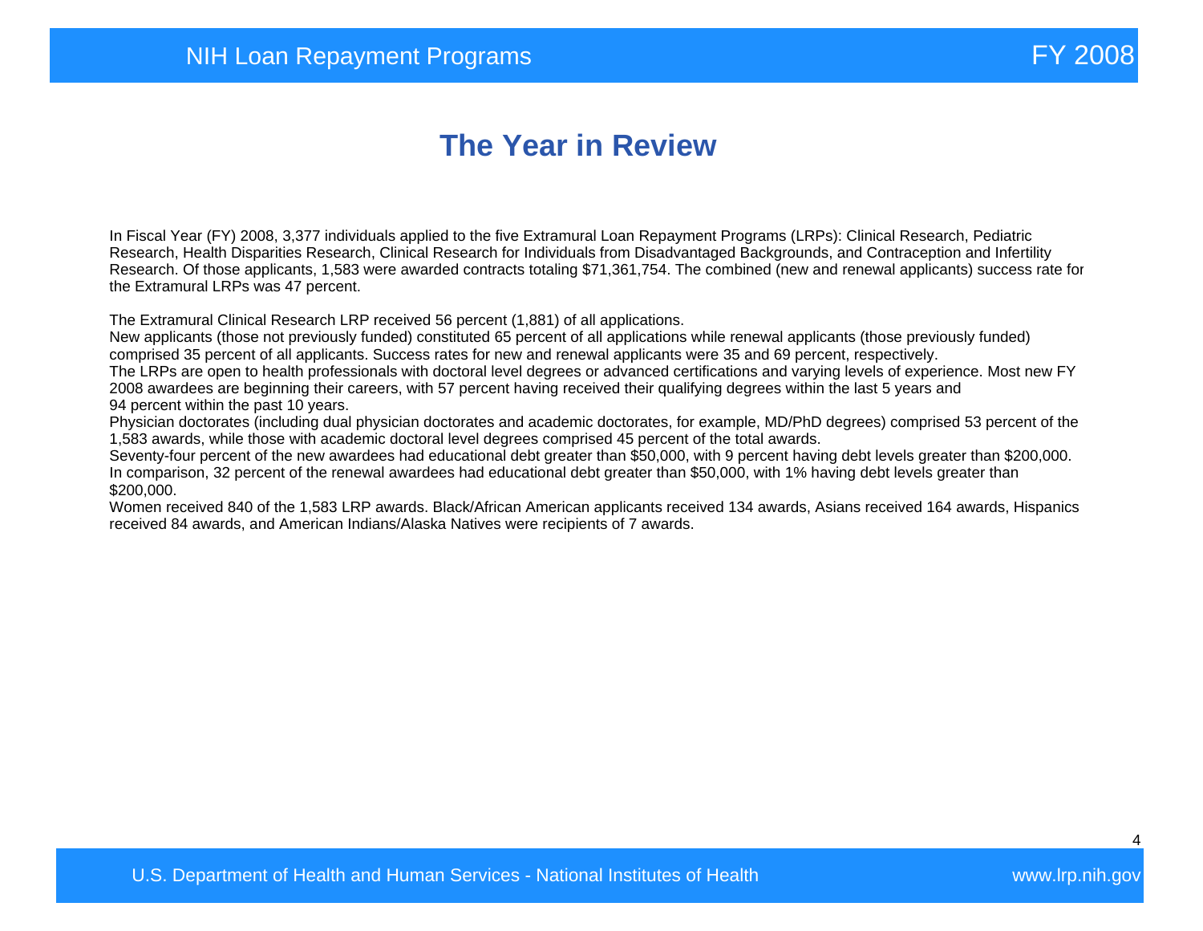# The Year in Review

In Fiscal Year (FY) 2008, 3,377 individuals applied to the five Extramural Loan Repayment Programs (LRPs): Clinical Research, Pediatric Research, Health Disparities Research, Clinical Research for Individuals from Disadvantaged Backgrounds, and Contraception and Infertility Research. Of those applicants, 1,583 were awarded contracts totaling $71,361,754. The combined (new and renewal applicants) success rate for the Extramural LRPs was 47 percent.

The Extramural Clinical Research LRP received 56 percent (1,881) of all applications.
New applicants (those not previously funded) constituted 65 percent of all applications while renewal applicants (those previously funded) comprised 35 percent of all applicants. Success rates for new and renewal applicants were 35 and 69 percent, respectively.
The LRPs are open to health professionals with doctoral level degrees or advanced certifications and varying levels of experience. Most new FY 2008 awardees are beginning their careers, with 57 percent having received their qualifying degrees within the last 5 years and 94 percent within the past 10 years.
Physician doctorates (including dual physician doctorates and academic doctorates, for example, MD/PhD degrees) comprised 53 percent of the 1,583 awards, while those with academic doctoral level degrees comprised 45 percent of the total awards.
Seventy-four percent of the new awardees had educational debt greater than $50,000, with 9 percent having debt levels greater than $200,000. In comparison, 32 percent of the renewal awardees had educational debt greater than $50,000, with 1% having debt levels greater than $200,000.
Women received 840 of the 1,583 LRP awards. Black/African American applicants received 134 awards, Asians received 164 awards, Hispanics received 84 awards, and American Indians/Alaska Natives were recipients of 7 awards.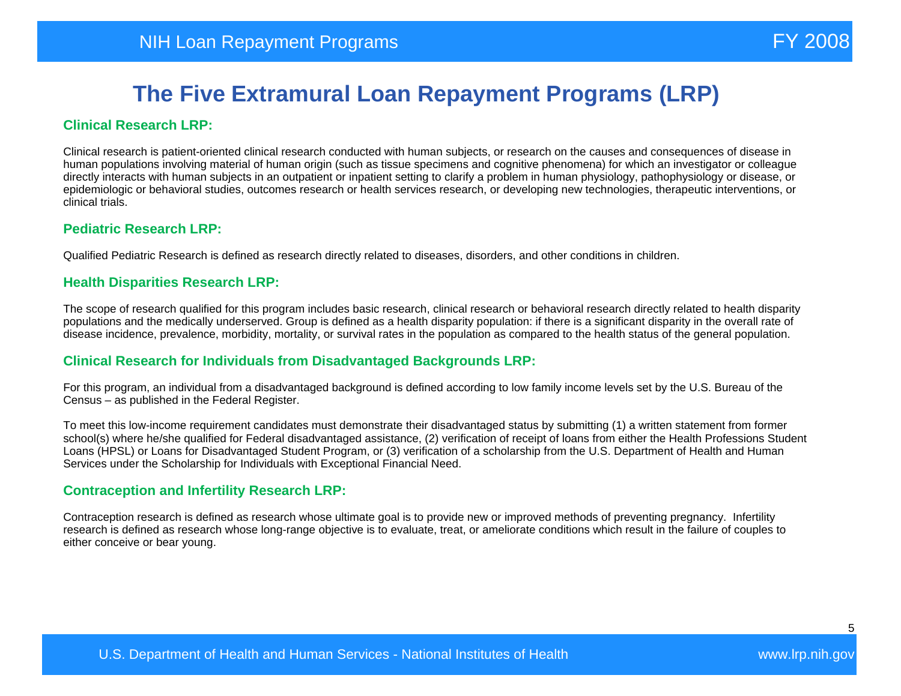# The Five Extramural Loan Repayment Programs (LRP)

### Clinical Research LRP:

Clinical research is patient-oriented clinical research conducted with human subjects, or research on the causes and consequences of disease in human populations involving material of human origin (such as tissue specimens and cognitive phenomena) for which an investigator or colleague directly interacts with human subjects in an outpatient or inpatient setting to clarify a problem in human physiology, pathophysiology or disease, or epidemiologic or behavioral studies, outcomes research or health services research, or developing new technologies, therapeutic interventions, or clinical trials.

### Pediatric Research LRP:

Qualified Pediatric Research is defined as research directly related to diseases, disorders, and other conditions in children.

### Health Disparities Research LRP:

The scope of research qualified for this program includes basic research, clinical research or behavioral research directly related to health disparity populations and the medically underserved. Group is defined as a health disparity population: if there is a significant disparity in the overall rate of disease incidence, prevalence, morbidity, mortality, or survival rates in the population as compared to the health status of the general population.

### Clinical Research for Individuals from Disadvantaged Backgrounds LRP:

For this program, an individual from a disadvantaged background is defined according to low family income levels set by the U.S. Bureau of the Census – as published in the Federal Register.

To meet this low-income requirement candidates must demonstrate their disadvantaged status by submitting (1) a written statement from former school(s) where he/she qualified for Federal disadvantaged assistance, (2) verification of receipt of loans from either the Health Professions Student Loans (HPSL) or Loans for Disadvantaged Student Program, or (3) verification of a scholarship from the U.S. Department of Health and Human Services under the Scholarship for Individuals with Exceptional Financial Need.

### Contraception and Infertility Research LRP:

Contraception research is defined as research whose ultimate goal is to provide new or improved methods of preventing pregnancy. Infertility research is defined as research whose long-range objective is to evaluate, treat, or ameliorate conditions which result in the failure of couples to either conceive or bear young.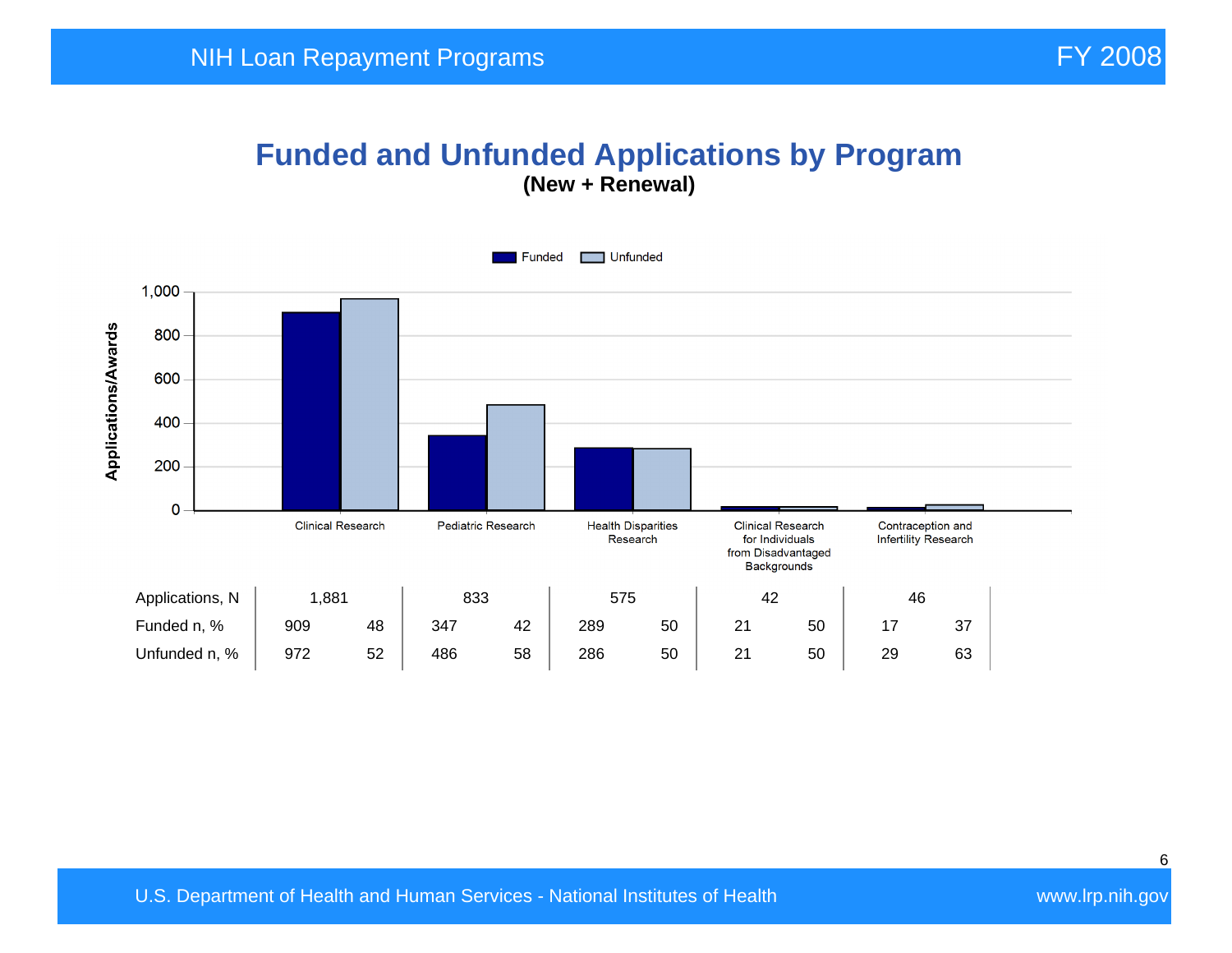# Funded and Unfunded Applications by Program

**(New + Renewal)**

| | Clinical Research | | Pediatric Research | | Health Disparities Research | | Clinical Research for Individuals from Disadvantaged Backgrounds | | Contraception and Infertility Research | |
|---|---|---|---|---|---|---|---|---|---|---|
| Applications, N | 1,881 | | 833 | | 575 | | 42 | | 46 | |
| Funded n, % | 909 | 48 | 347 | 42 | 289 | 50 | 21 | 50 | 17 | 37 |
| Unfunded n, % | 972 | 52 | 486 | 58 | 286 | 50 | 21 | 50 | 29 | 63 |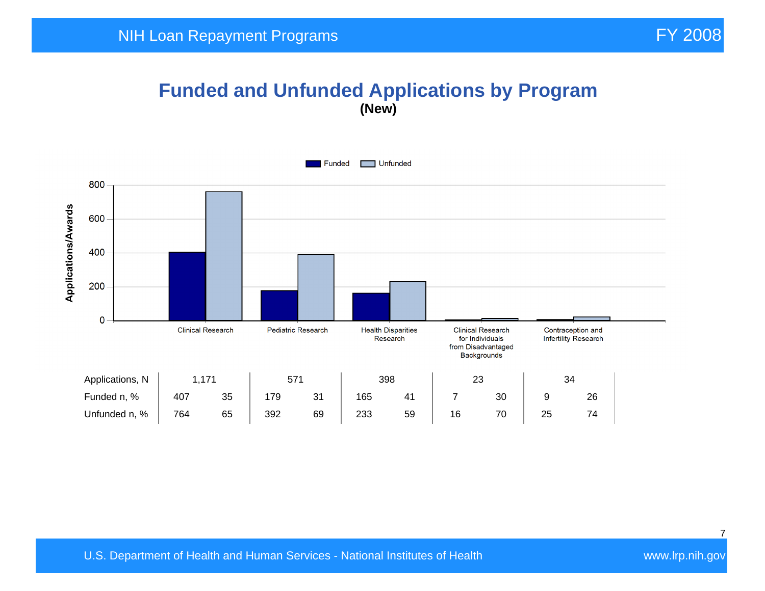# Funded and Unfunded Applications by Program

**(New)**

| | Clinical Research | | Pediatric Research | | Health Disparities Research | | Clinical Research for Individuals from Disadvantaged Backgrounds | | Contraception and Infertility Research | |
|---|---|---|---|---|---|---|---|---|---|---|
| Applications, N | 1,171 | | 571 | | 398 | | 23 | | 34 | |
| Funded n, % | 407 | 35 | 179 | 31 | 165 | 41 | 7 | 30 | 9 | 26 |
| Unfunded n, % | 764 | 65 | 392 | 69 | 233 | 59 | 16 | 70 | 25 | 74 |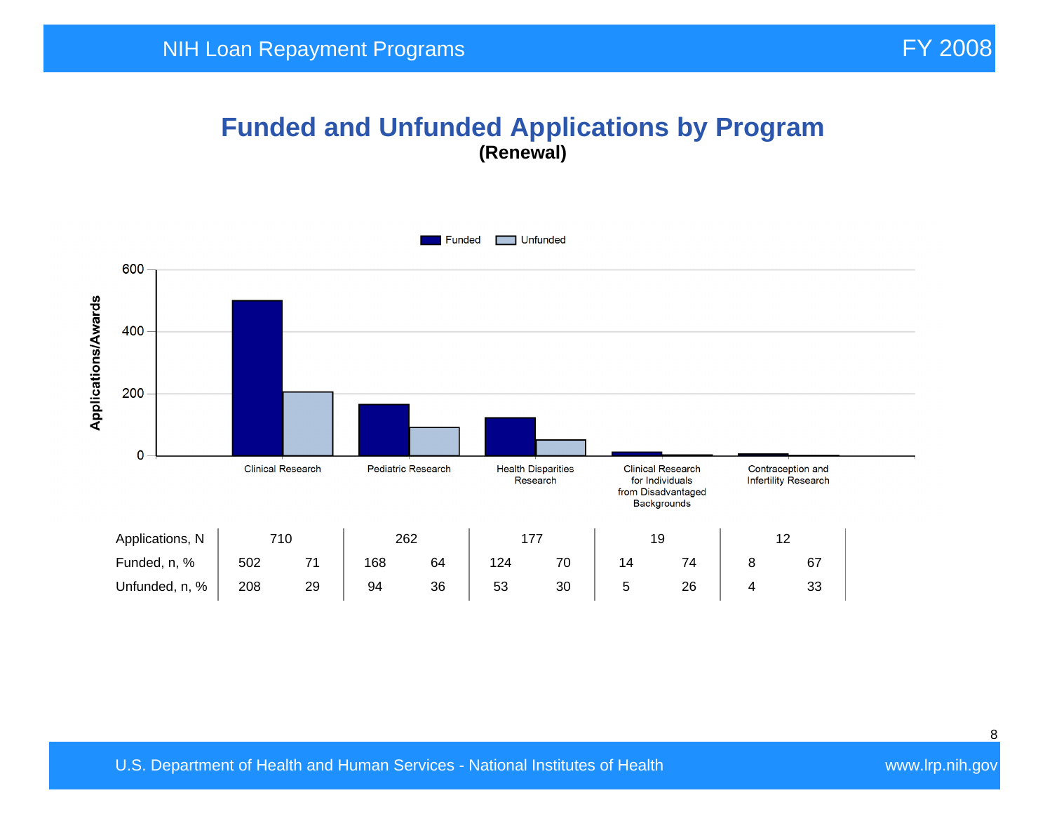# Funded and Unfunded Applications by Program

**(Renewal)**

| | Clinical Research | | Pediatric Research | | Health Disparities Research | | Clinical Research for Individuals from Disadvantaged Backgrounds | | Contraception and Infertility Research | |
|---|---|---|---|---|---|---|---|---|---|---|
| Applications, N | 710 | | 262 | | 177 | | 19 | | 12 | |
| Funded, n, % | 502 | 71 | 168 | 64 | 124 | 70 | 14 | 74 | 8 | 67 |
| Unfunded, n, % | 208 | 29 | 94 | 36 | 53 | 30 | 5 | 26 | 4 | 33 |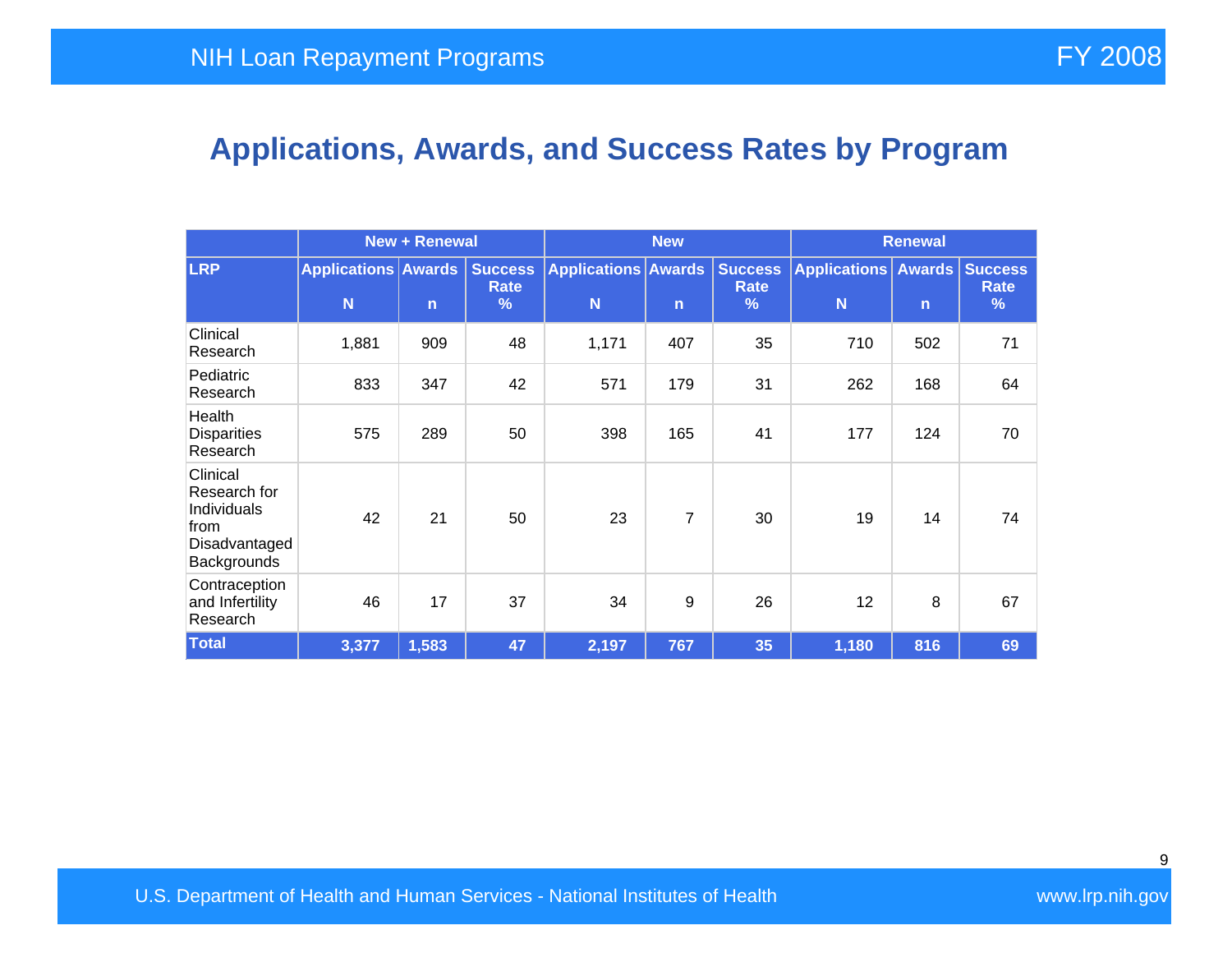## Applications, Awards, and Success Rates by Program

| | New + Renewal | | | New | | | Renewal | | |
|---|---|---|---|---|---|---|---|---|---|
| LRP | Applications N | Awards n | Success Rate % | Applications N | Awards n | Success Rate % | Applications N | Awards n | Success Rate % |
| Clinical Research | 1,881 | 909 | 48 | 1,171 | 407 | 35 | 710 | 502 | 71 |
| Pediatric Research | 833 | 347 | 42 | 571 | 179 | 31 | 262 | 168 | 64 |
| Health Disparities Research | 575 | 289 | 50 | 398 | 165 | 41 | 177 | 124 | 70 |
| Clinical Research for Individuals from Disadvantaged Backgrounds | 42 | 21 | 50 | 23 | 7 | 30 | 19 | 14 | 74 |
| Contraception and Infertility Research | 46 | 17 | 37 | 34 | 9 | 26 | 12 | 8 | 67 |
| **Total** | **3,377** | **1,583** | **47** | **2,197** | **767** | **35** | **1,180** | **816** | **69** |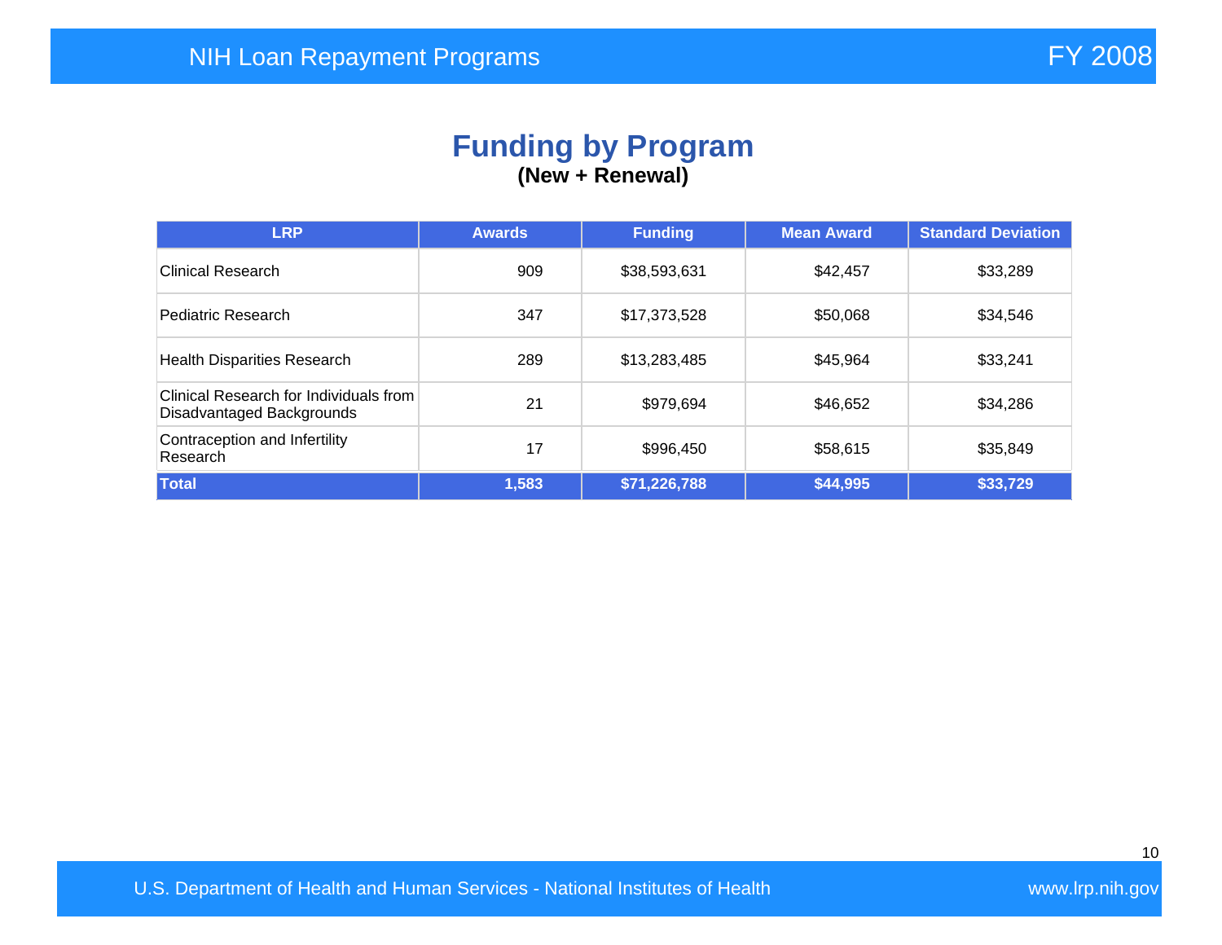# Funding by Program

**(New + Renewal)**

| LRP | Awards | Funding | Mean Award | Standard Deviation |
|---|---|---|---|---|
| Clinical Research | 909 | $38,593,631 | $42,457 | $33,289 |
| Pediatric Research | 347 | $17,373,528 | $50,068 | $34,546 |
| Health Disparities Research | 289 | $13,283,485 | $45,964 | $33,241 |
| Clinical Research for Individuals from Disadvantaged Backgrounds | 21 | $979,694 | $46,652 | $34,286 |
| Contraception and Infertility Research | 17 | $996,450 | $58,615 | $35,849 |
| **Total** | **1,583** | **$71,226,788** | **$44,995** | **$33,729** |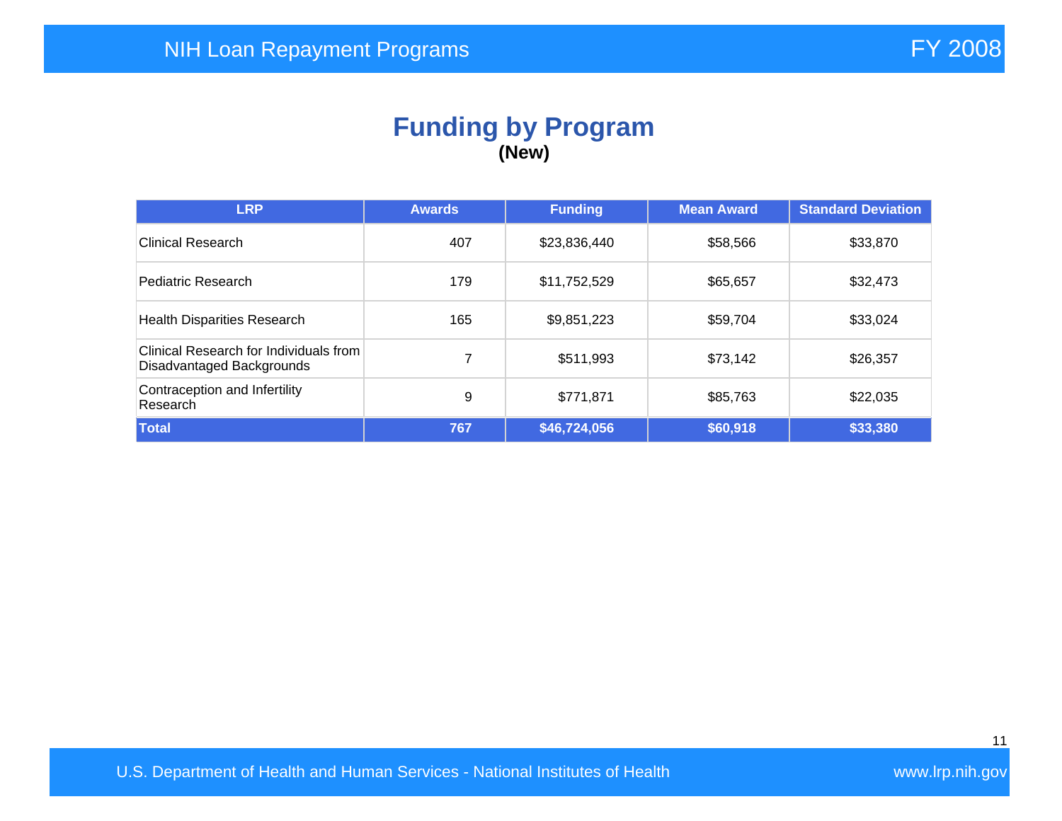# Funding by Program

**(New)**

| LRP | Awards | Funding | Mean Award | Standard Deviation |
|---|---|---|---|---|
| Clinical Research | 407 | $23,836,440 | $58,566 | $33,870 |
| Pediatric Research | 179 | $11,752,529 | $65,657 | $32,473 |
| Health Disparities Research | 165 | $9,851,223 | $59,704 | $33,024 |
| Clinical Research for Individuals from Disadvantaged Backgrounds | 7 | $511,993 | $73,142 | $26,357 |
| Contraception and Infertility Research | 9 | $771,871 | $85,763 | $22,035 |
| **Total** | **767** | **$46,724,056** | **$60,918** | **$33,380** |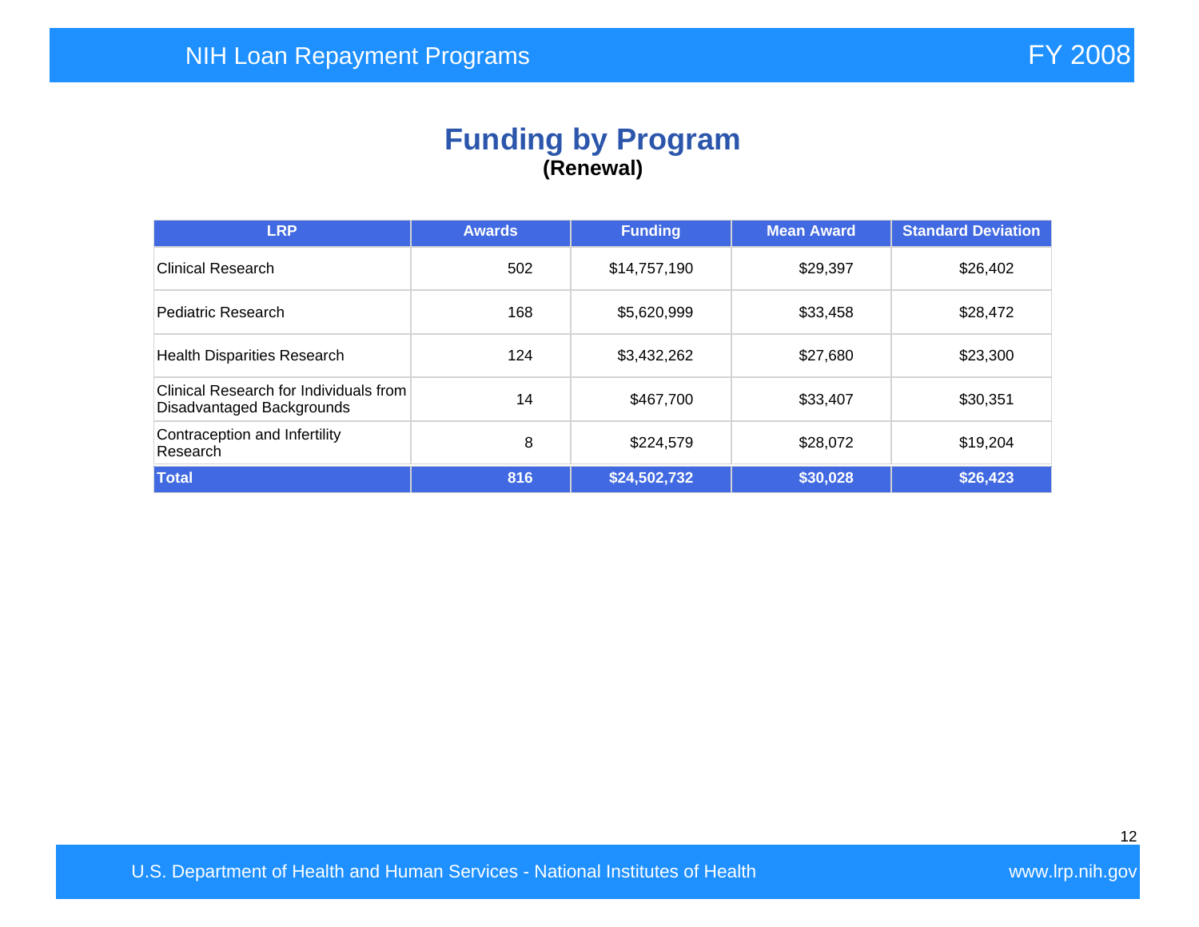# Funding by Program

**(Renewal)**

| LRP | Awards | Funding | Mean Award | Standard Deviation |
|---|---|---|---|---|
| Clinical Research | 502 | $14,757,190 | $29,397 | $26,402 |
| Pediatric Research | 168 | $5,620,999 | $33,458 | $28,472 |
| Health Disparities Research | 124 | $3,432,262 | $27,680 | $23,300 |
| Clinical Research for Individuals from Disadvantaged Backgrounds | 14 | $467,700 | $33,407 | $30,351 |
| Contraception and Infertility Research | 8 | $224,579 | $28,072 | $19,204 |
| **Total** | **816** | **$24,502,732** | **$30,028** | **$26,423** |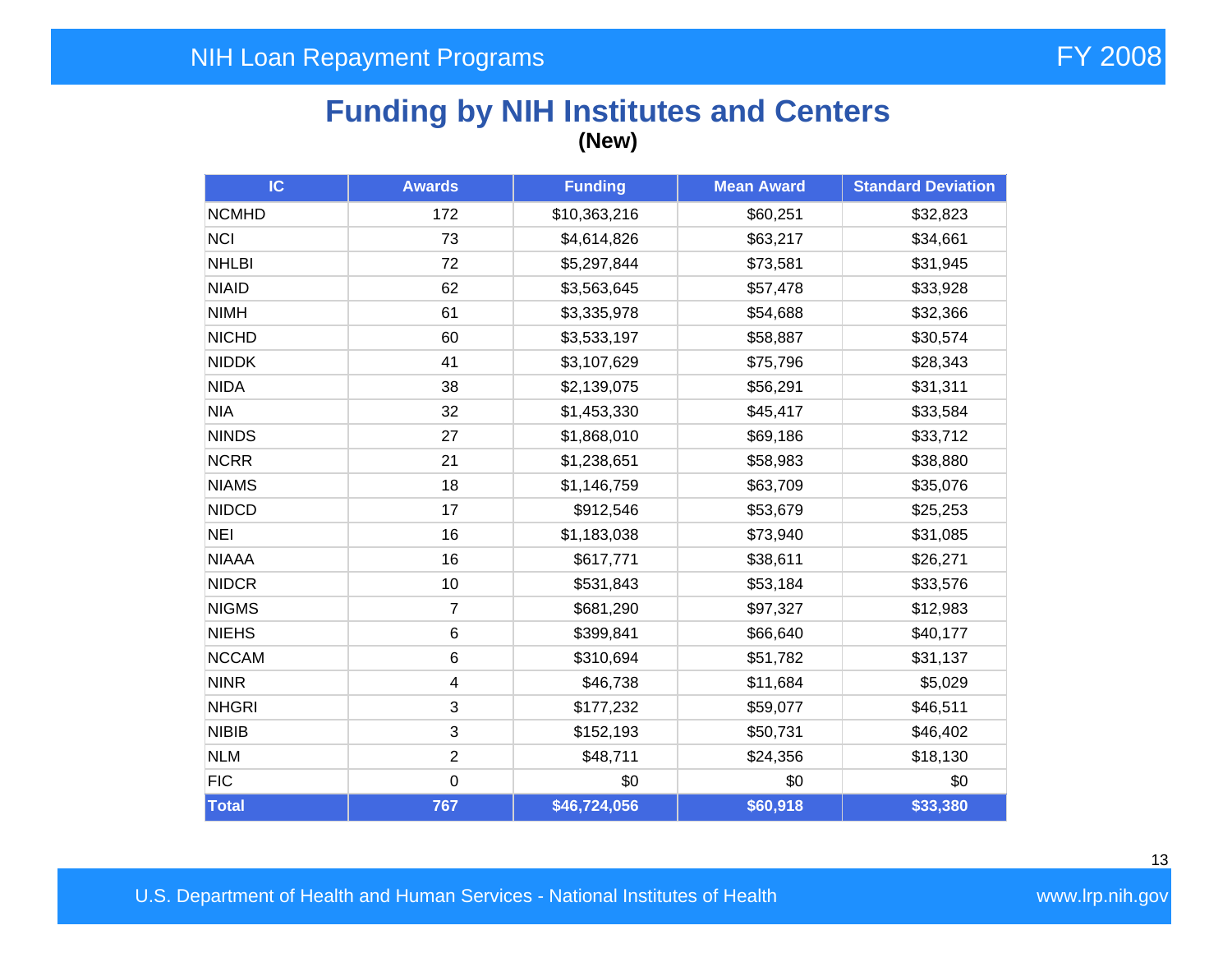# Funding by NIH Institutes and Centers

**(New)**

| IC | Awards | Funding | Mean Award | Standard Deviation |
|---|---|---|---|---|
| NCMHD | 172 | $10,363,216 | $60,251 | $32,823 |
| NCI | 73 | $4,614,826 | $63,217 | $34,661 |
| NHLBI | 72 | $5,297,844 | $73,581 | $31,945 |
| NIAID | 62 | $3,563,645 | $57,478 | $33,928 |
| NIMH | 61 | $3,335,978 | $54,688 | $32,366 |
| NICHD | 60 | $3,533,197 | $58,887 | $30,574 |
| NIDDK | 41 | $3,107,629 | $75,796 | $28,343 |
| NIDA | 38 | $2,139,075 | $56,291 | $31,311 |
| NIA | 32 | $1,453,330 | $45,417 | $33,584 |
| NINDS | 27 | $1,868,010 | $69,186 | $33,712 |
| NCRR | 21 | $1,238,651 | $58,983 | $38,880 |
| NIAMS | 18 | $1,146,759 | $63,709 | $35,076 |
| NIDCD | 17 | $912,546 | $53,679 | $25,253 |
| NEI | 16 | $1,183,038 | $73,940 | $31,085 |
| NIAAA | 16 | $617,771 | $38,611 | $26,271 |
| NIDCR | 10 | $531,843 | $53,184 | $33,576 |
| NIGMS | 7 | $681,290 | $97,327 | $12,983 |
| NIEHS | 6 | $399,841 | $66,640 | $40,177 |
| NCCAM | 6 | $310,694 | $51,782 | $31,137 |
| NINR | 4 | $46,738 | $11,684 | $5,029 |
| NHGRI | 3 | $177,232 | $59,077 | $46,511 |
| NIBIB | 3 | $152,193 | $50,731 | $46,402 |
| NLM | 2 | $48,711 | $24,356 | $18,130 |
| FIC | 0 | $0 | $0 | $0 |
| **Total** | **767** | **$46,724,056** | **$60,918** | **$33,380** |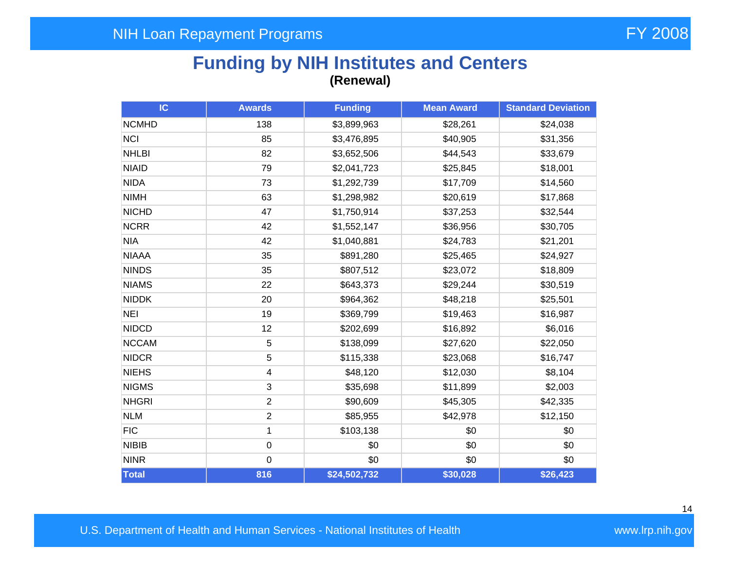# Funding by NIH Institutes and Centers

**(Renewal)**

| IC | Awards | Funding | Mean Award | Standard Deviation |
|---|---|---|---|---|
| NCMHD | 138 | $3,899,963 | $28,261 | $24,038 |
| NCI | 85 | $3,476,895 | $40,905 | $31,356 |
| NHLBI | 82 | $3,652,506 | $44,543 | $33,679 |
| NIAID | 79 | $2,041,723 | $25,845 | $18,001 |
| NIDA | 73 | $1,292,739 | $17,709 | $14,560 |
| NIMH | 63 | $1,298,982 | $20,619 | $17,868 |
| NICHD | 47 | $1,750,914 | $37,253 | $32,544 |
| NCRR | 42 | $1,552,147 | $36,956 | $30,705 |
| NIA | 42 | $1,040,881 | $24,783 | $21,201 |
| NIAAA | 35 | $891,280 | $25,465 | $24,927 |
| NINDS | 35 | $807,512 | $23,072 | $18,809 |
| NIAMS | 22 | $643,373 | $29,244 | $30,519 |
| NIDDK | 20 | $964,362 | $48,218 | $25,501 |
| NEI | 19 | $369,799 | $19,463 | $16,987 |
| NIDCD | 12 | $202,699 | $16,892 | $6,016 |
| NCCAM | 5 | $138,099 | $27,620 | $22,050 |
| NIDCR | 5 | $115,338 | $23,068 | $16,747 |
| NIEHS | 4 | $48,120 | $12,030 | $8,104 |
| NIGMS | 3 | $35,698 | $11,899 | $2,003 |
| NHGRI | 2 | $90,609 | $45,305 | $42,335 |
| NLM | 2 | $85,955 | $42,978 | $12,150 |
| FIC | 1 | $103,138 | $0 | $0 |
| NIBIB | 0 | $0 | $0 | $0 |
| NINR | 0 | $0 | $0 | $0 |
| **Total** | **816** | **$24,502,732** | **$30,028** | **$26,423** |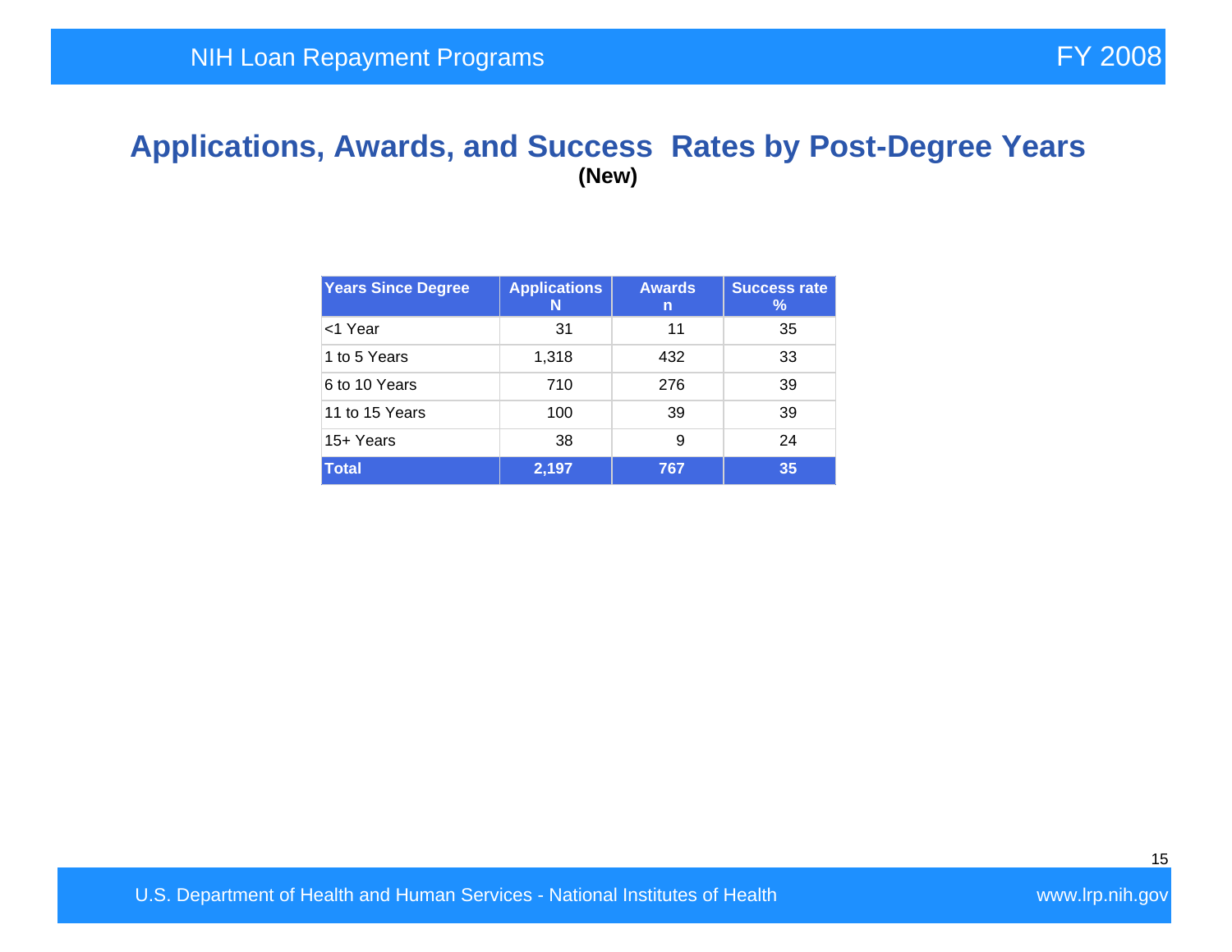# Applications, Awards, and Success Rates by Post-Degree Years

**(New)**

| Years Since Degree | Applications N | Awards n | Success rate % |
|---|---|---|---|
| <1 Year | 31 | 11 | 35 |
| 1 to 5 Years | 1,318 | 432 | 33 |
| 6 to 10 Years | 710 | 276 | 39 |
| 11 to 15 Years | 100 | 39 | 39 |
| 15+ Years | 38 | 9 | 24 |
| **Total** | **2,197** | **767** | **35** |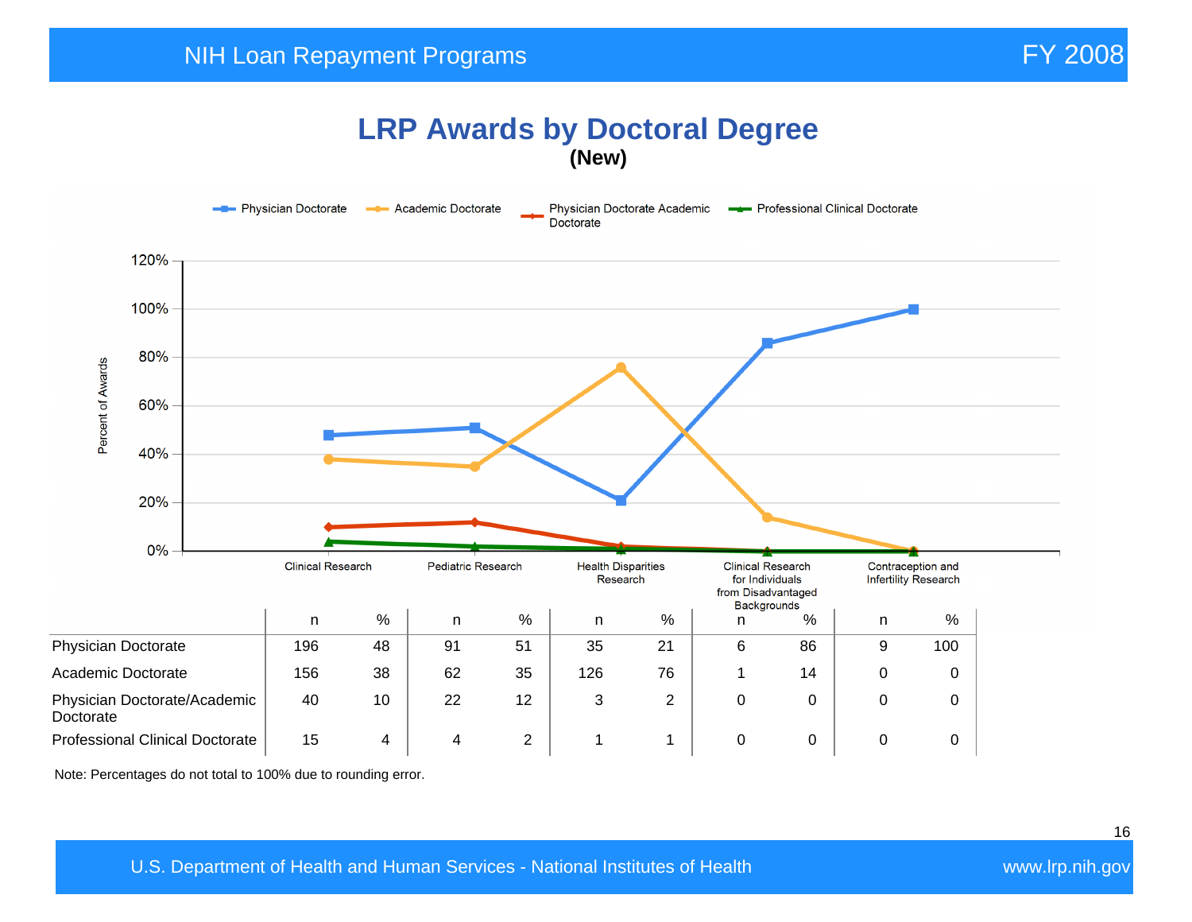# LRP Awards by Doctoral Degree

**(New)**

|  | Clinical Research |  | Pediatric Research |  | Health Disparities Research |  | Clinical Research for Individuals from Disadvantaged Backgrounds |  | Contraception and Infertility Research |  |
|---|---|---|---|---|---|---|---|---|---|---|
|  | n | % | n | % | n | % | n | % | n | % |
| Physician Doctorate | 196 | 48 | 91 | 51 | 35 | 21 | 6 | 86 | 9 | 100 |
| Academic Doctorate | 156 | 38 | 62 | 35 | 126 | 76 | 1 | 14 | 0 | 0 |
| Physician Doctorate/Academic Doctorate | 40 | 10 | 22 | 12 | 3 | 2 | 0 | 0 | 0 | 0 |
| Professional Clinical Doctorate | 15 | 4 | 4 | 2 | 1 | 1 | 0 | 0 | 0 | 0 |

Note: Percentages do not total to 100% due to rounding error.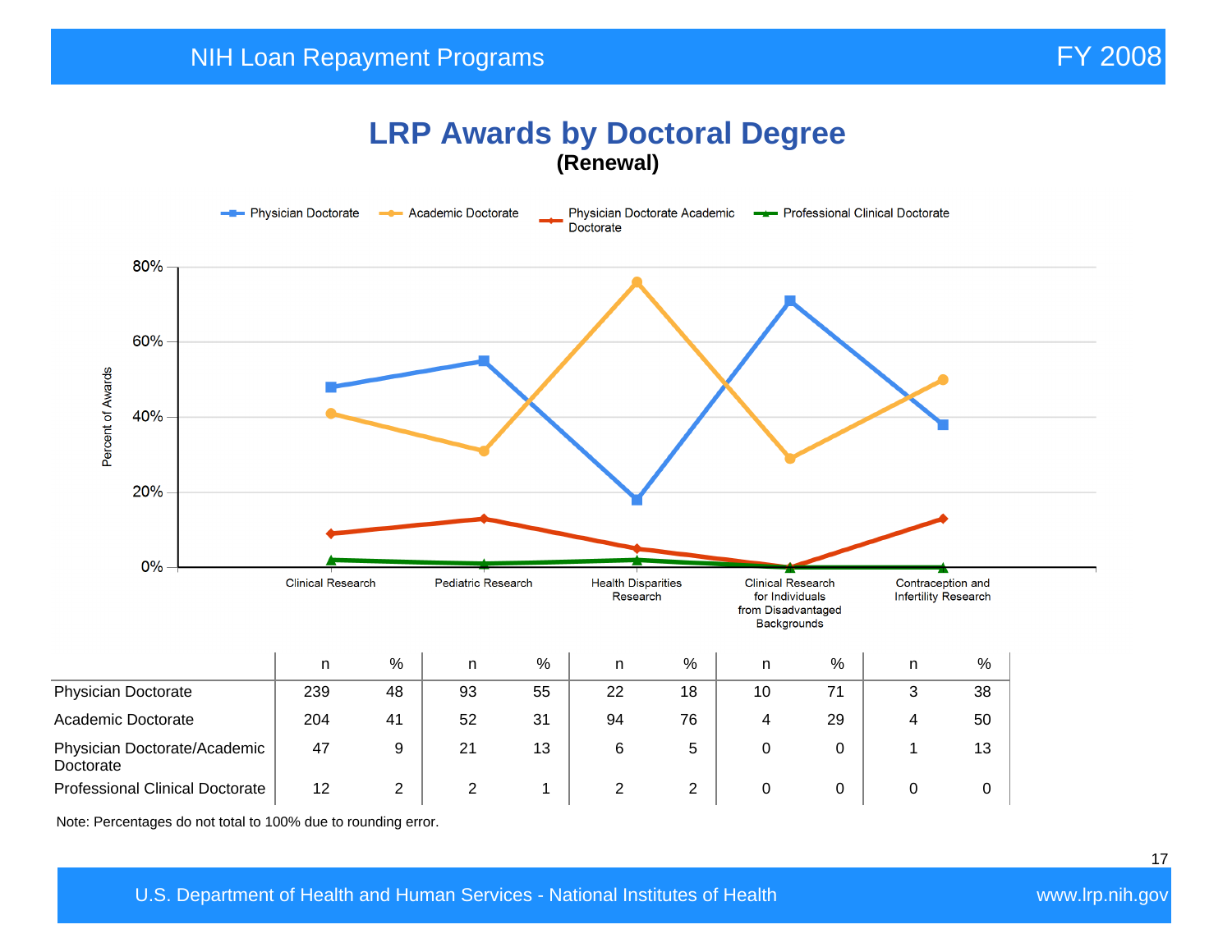# LRP Awards by Doctoral Degree

**(Renewal)**

Physician Doctorate | Academic Doctorate | Physician Doctorate Academic Doctorate | Professional Clinical Doctorate

Percent of Awards

80% | 60% | 40% | 20% | 0%

Clinical Research | Pediatric Research | Health Disparities Research | Clinical Research for Individuals from Disadvantaged Backgrounds | Contraception and Infertility Research

| | Clinical Research | | Pediatric Research | | Health Disparities Research | | Clinical Research for Individuals from Disadvantaged Backgrounds | | Contraception and Infertility Research | |
|---|---|---|---|---|---|---|---|---|---|---|
| | n | % | n | % | n | % | n | % | n | % |
| Physician Doctorate | 239 | 48 | 93 | 55 | 22 | 18 | 10 | 71 | 3 | 38 |
| Academic Doctorate | 204 | 41 | 52 | 31 | 94 | 76 | 4 | 29 | 4 | 50 |
| Physician Doctorate/Academic Doctorate | 47 | 9 | 21 | 13 | 6 | 5 | 0 | 0 | 1 | 13 |
| Professional Clinical Doctorate | 12 | 2 | 2 | 1 | 2 | 2 | 0 | 0 | 0 | 0 |

Note: Percentages do not total to 100% due to rounding error.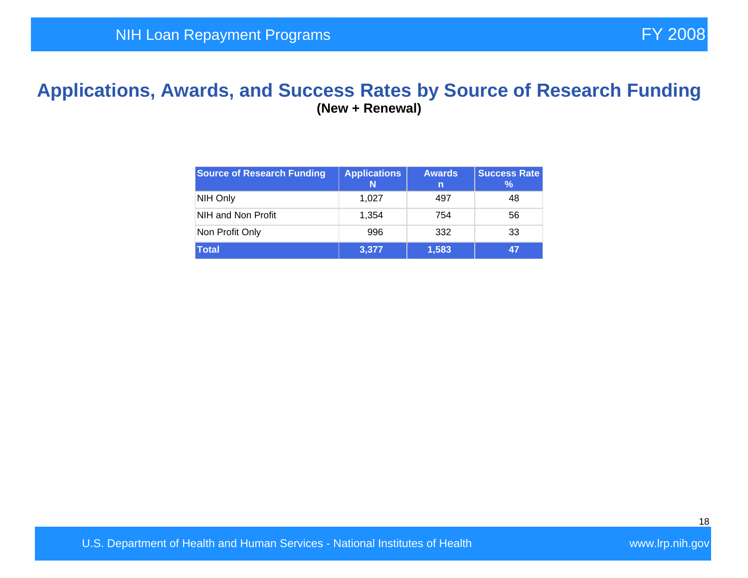# Applications, Awards, and Success Rates by Source of Research Funding

**(New + Renewal)**

| Source of Research Funding | Applications N | Awards n | Success Rate % |
|---|---|---|---|
| NIH Only | 1,027 | 497 | 48 |
| NIH and Non Profit | 1,354 | 754 | 56 |
| Non Profit Only | 996 | 332 | 33 |
| **Total** | **3,377** | **1,583** | **47** |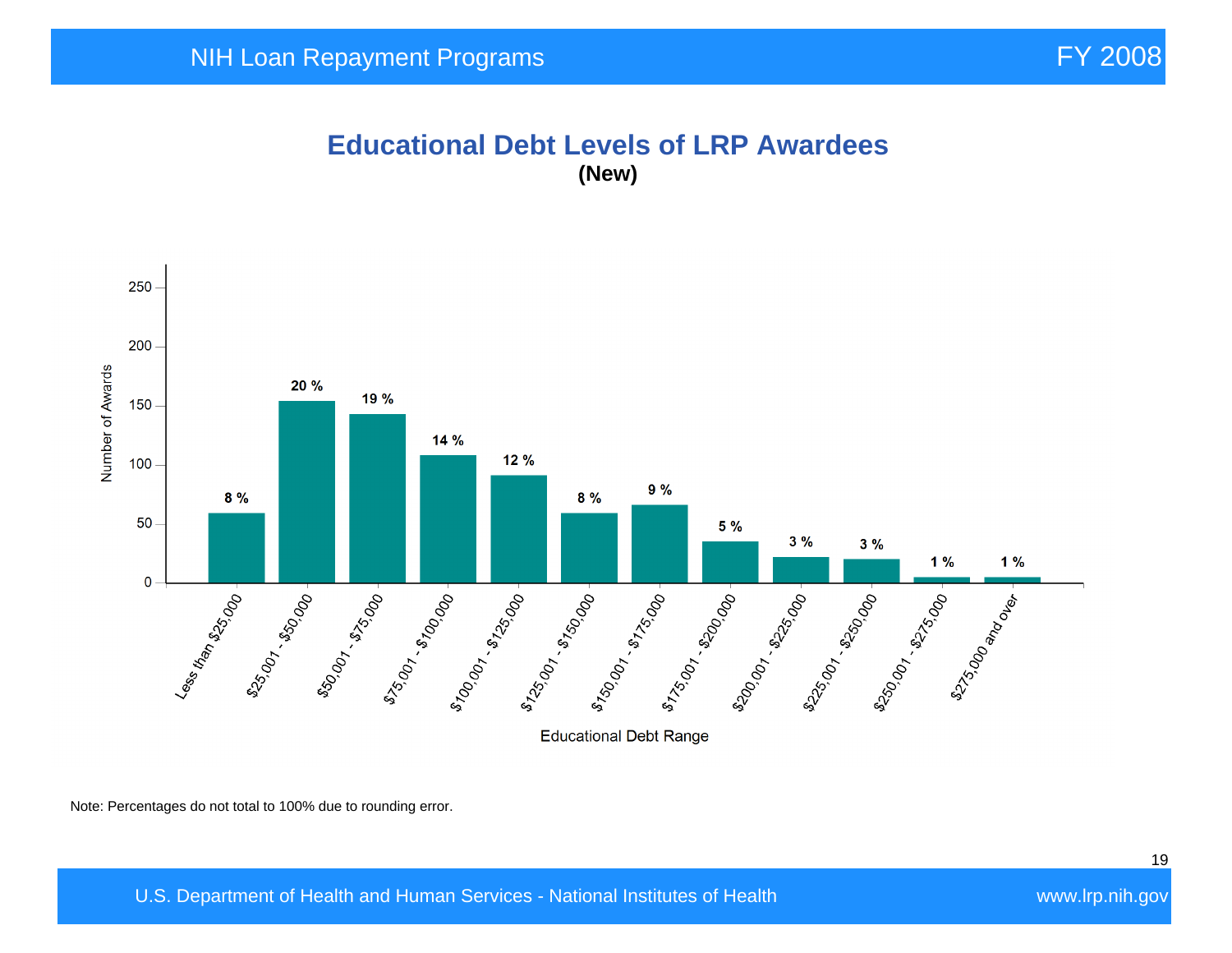# Educational Debt Levels of LRP Awardees

**(New)**

| Educational Debt Range | Percentage |
|---|---|
| Less than $25,000 | 8 % |
| $25,001 - $50,000 | 20 % |
| $50,001 - $75,000 | 19 % |
| $75,001 - $100,000 | 14 % |
| $100,001 - $125,000 | 12 % |
| $125,001 - $150,000 | 8 % |
| $150,001 - $175,000 | 9 % |
| $175,001 - $200,000 | 5 % |
| $200,001 - $225,000 | 3 % |
| $225,001 - $250,000 | 3 % |
| $250,001 - $275,000 | 1 % |
| $275,000 and over | 1 % |

Note: Percentages do not total to 100% due to rounding error.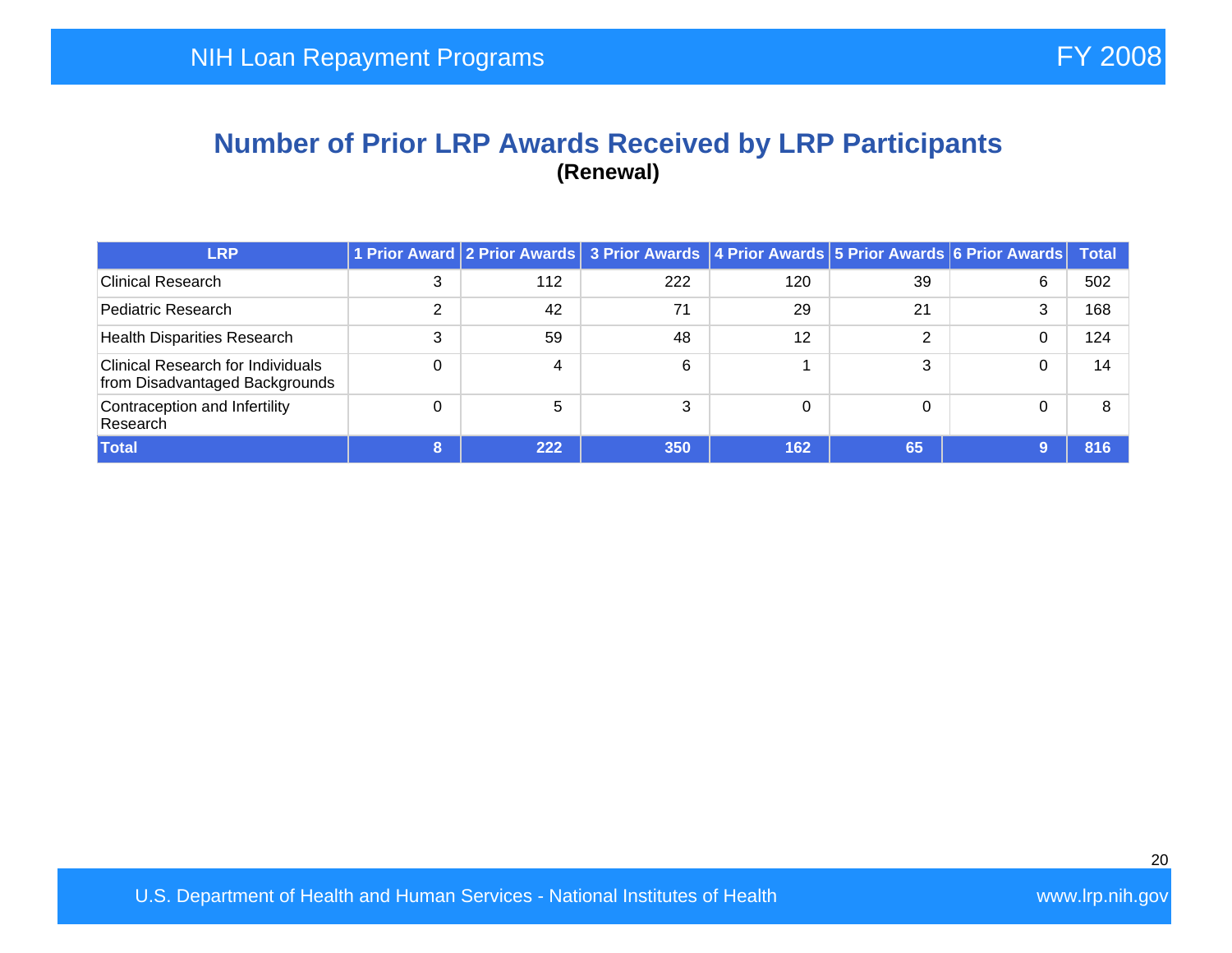## Number of Prior LRP Awards Received by LRP Participants

**(Renewal)**

| LRP | 1 Prior Award | 2 Prior Awards | 3 Prior Awards | 4 Prior Awards | 5 Prior Awards | 6 Prior Awards | Total |
|---|---|---|---|---|---|---|---|
| Clinical Research | 3 | 112 | 222 | 120 | 39 | 6 | 502 |
| Pediatric Research | 2 | 42 | 71 | 29 | 21 | 3 | 168 |
| Health Disparities Research | 3 | 59 | 48 | 12 | 2 | 0 | 124 |
| Clinical Research for Individuals from Disadvantaged Backgrounds | 0 | 4 | 6 | 1 | 3 | 0 | 14 |
| Contraception and Infertility Research | 0 | 5 | 3 | 0 | 0 | 0 | 8 |
| **Total** | **8** | **222** | **350** | **162** | **65** | **9** | **816** |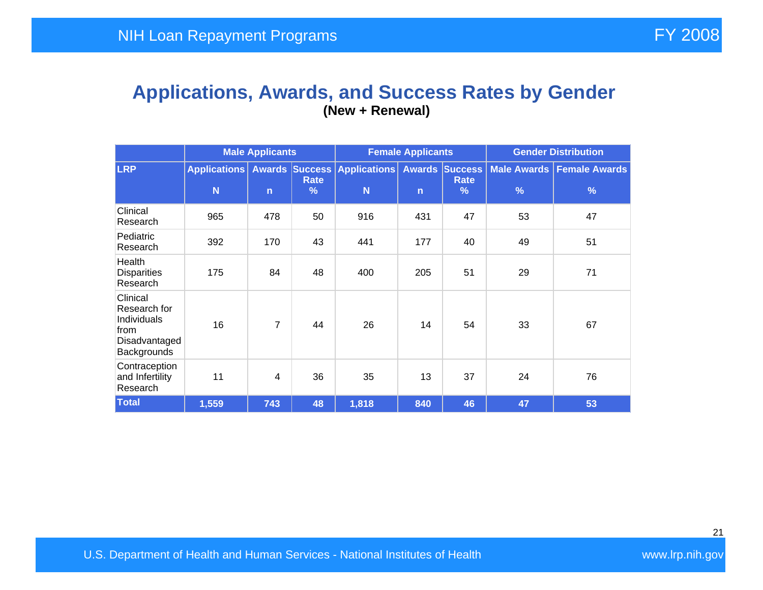## Applications, Awards, and Success Rates by Gender

**(New + Renewal)**

| | Male Applicants | | | Female Applicants | | | Gender Distribution | |
|---|---|---|---|---|---|---|---|---|
| LRP | Applications N | Awards n | Success Rate % | Applications N | Awards n | Success Rate % | Male Awards % | Female Awards % |
| Clinical Research | 965 | 478 | 50 | 916 | 431 | 47 | 53 | 47 |
| Pediatric Research | 392 | 170 | 43 | 441 | 177 | 40 | 49 | 51 |
| Health Disparities Research | 175 | 84 | 48 | 400 | 205 | 51 | 29 | 71 |
| Clinical Research for Individuals from Disadvantaged Backgrounds | 16 | 7 | 44 | 26 | 14 | 54 | 33 | 67 |
| Contraception and Infertility Research | 11 | 4 | 36 | 35 | 13 | 37 | 24 | 76 |
| **Total** | **1,559** | **743** | **48** | **1,818** | **840** | **46** | **47** | **53** |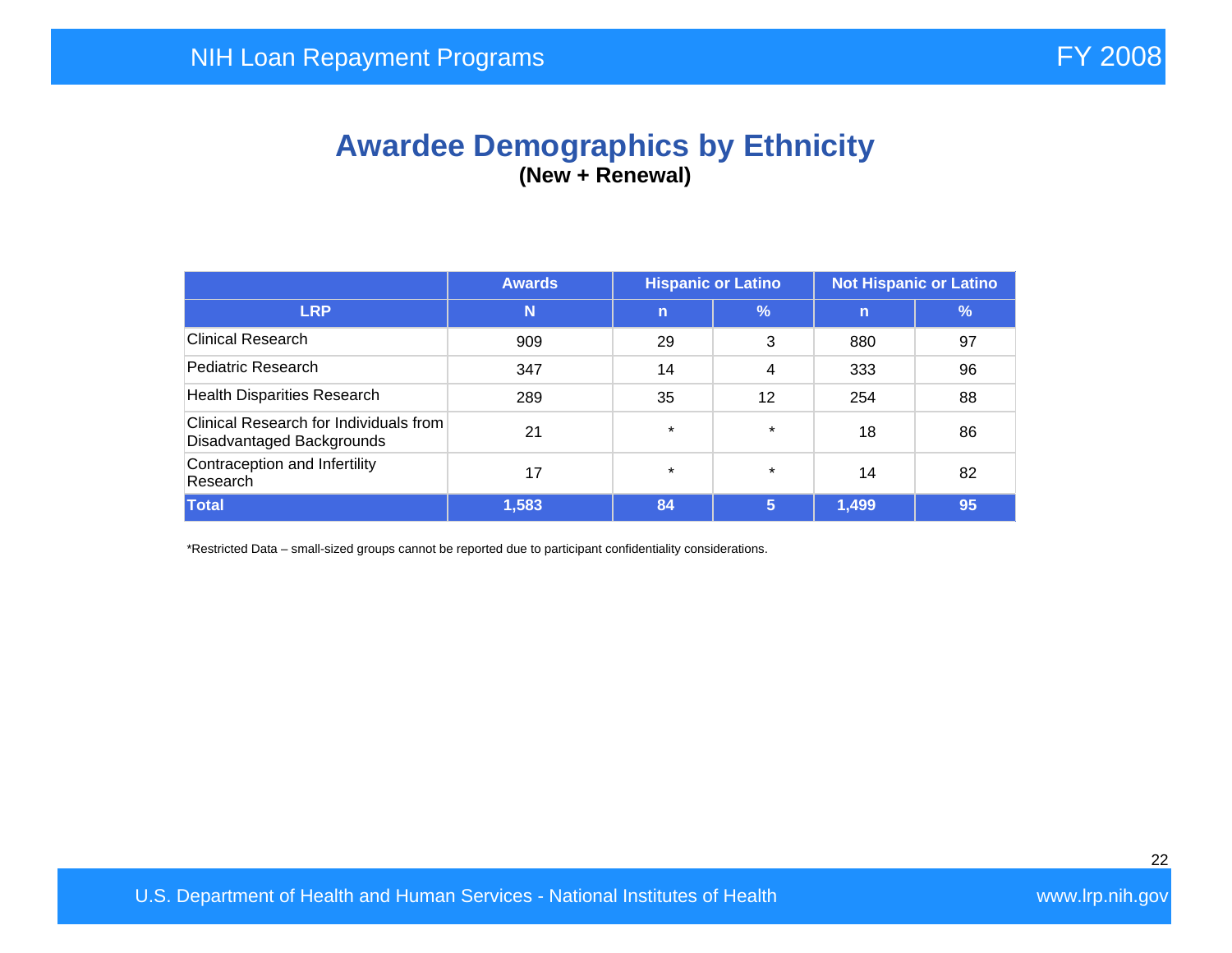# Awardee Demographics by Ethnicity

**(New + Renewal)**

| | Awards | Hispanic or Latino | | Not Hispanic or Latino | |
|---|---|---|---|---|---|
| **LRP** | **N** | **n** | **%** | **n** | **%** |
| Clinical Research | 909 | 29 | 3 | 880 | 97 |
| Pediatric Research | 347 | 14 | 4 | 333 | 96 |
| Health Disparities Research | 289 | 35 | 12 | 254 | 88 |
| Clinical Research for Individuals from Disadvantaged Backgrounds | 21 | * | * | 18 | 86 |
| Contraception and Infertility Research | 17 | * | * | 14 | 82 |
| **Total** | **1,583** | **84** | **5** | **1,499** | **95** |

*Restricted Data – small-sized groups cannot be reported due to participant confidentiality considerations.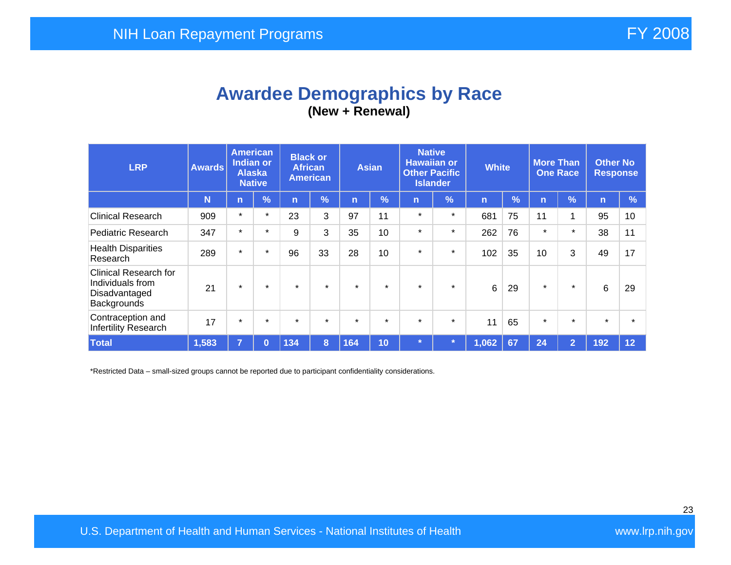# Awardee Demographics by Race

**(New + Renewal)**

| LRP | Awards | American Indian or Alaska Native | | Black or African American | | Asian | | Native Hawaiian or Other Pacific Islander | | White | | More Than One Race | | Other No Response | |
|---|---|---|---|---|---|---|---|---|---|---|---|---|---|---|---|
| | N | n | % | n | % | n | % | n | % | n | % | n | % | n | % |
| Clinical Research | 909 | * | * | 23 | 3 | 97 | 11 | * | * | 681 | 75 | 11 | 1 | 95 | 10 |
| Pediatric Research | 347 | * | * | 9 | 3 | 35 | 10 | * | * | 262 | 76 | * | * | 38 | 11 |
| Health Disparities Research | 289 | * | * | 96 | 33 | 28 | 10 | * | * | 102 | 35 | 10 | 3 | 49 | 17 |
| Clinical Research for Individuals from Disadvantaged Backgrounds | 21 | * | * | * | * | * | * | * | * | 6 | 29 | * | * | 6 | 29 |
| Contraception and Infertility Research | 17 | * | * | * | * | * | * | * | * | 11 | 65 | * | * | * | * |
| **Total** | **1,583** | **7** | **0** | **134** | **8** | **164** | **10** | ***** | ***** | **1,062** | **67** | **24** | **2** | **192** | **12** |

*Restricted Data – small-sized groups cannot be reported due to participant confidentiality considerations.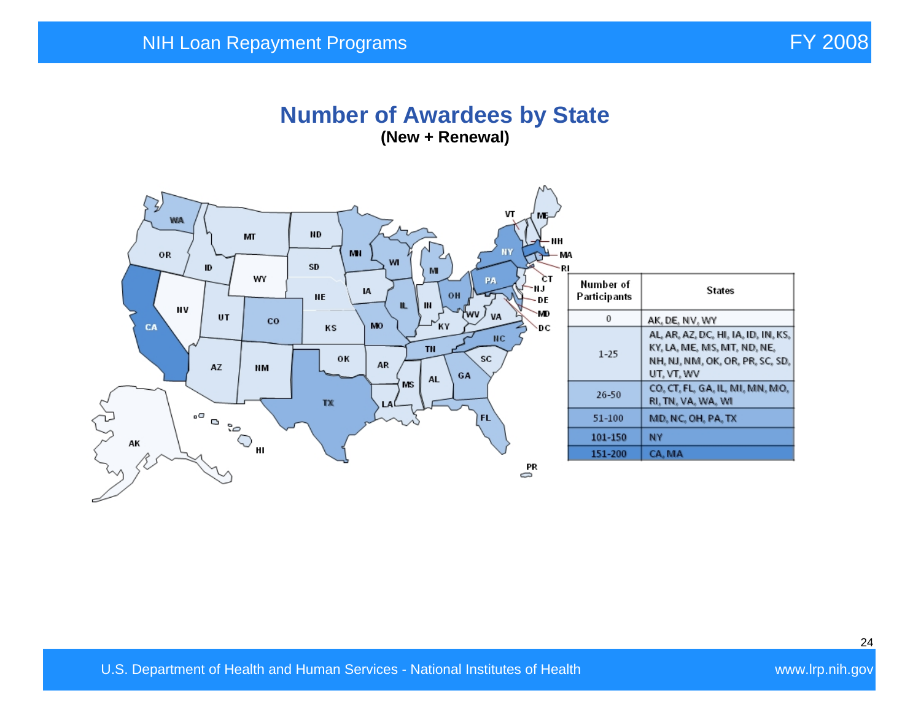# Number of Awardees by State

**(New + Renewal)**

| Number of Participants | States |
|---|---|
| 0 | AK, DE, NV, WY |
| 1-25 | AL, AR, AZ, DC, HI, IA, ID, IN, KS, KY, LA, ME, MS, MT, ND, NE, NH, NJ, NM, OK, OR, PR, SC, SD, UT, VT, WV |
| 26-50 | CO, CT, FL, GA, IL, MI, MN, MO, RI, TN, VA, WA, WI |
| 51-100 | MD, NC, OH, PA, TX |
| 101-150 | NY |
| 151-200 | CA, MA |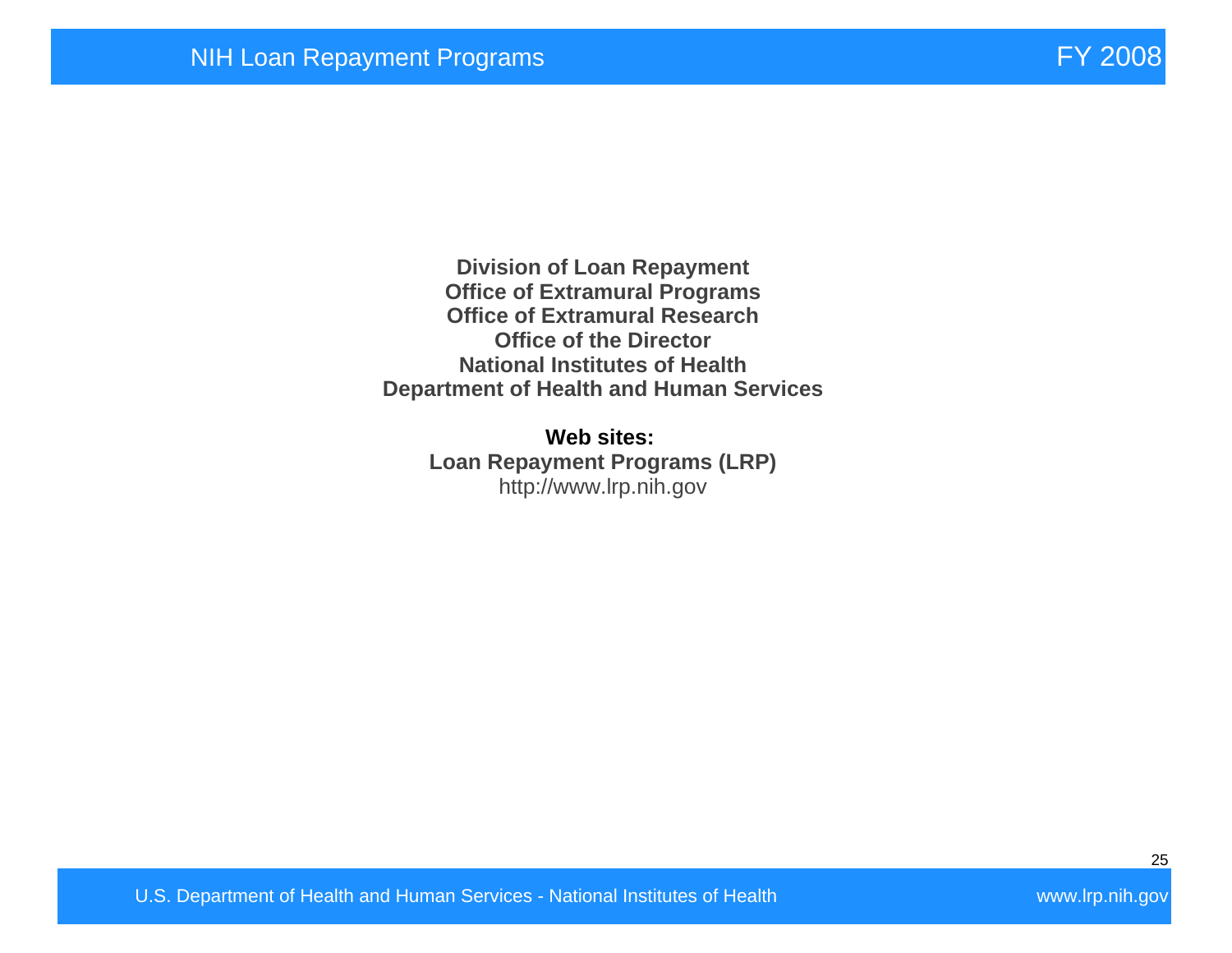**Division of Loan Repayment**
**Office of Extramural Programs**
**Office of Extramural Research**
**Office of the Director**
**National Institutes of Health**
**Department of Health and Human Services**

**Web sites:**
**Loan Repayment Programs (LRP)**
http://www.lrp.nih.gov